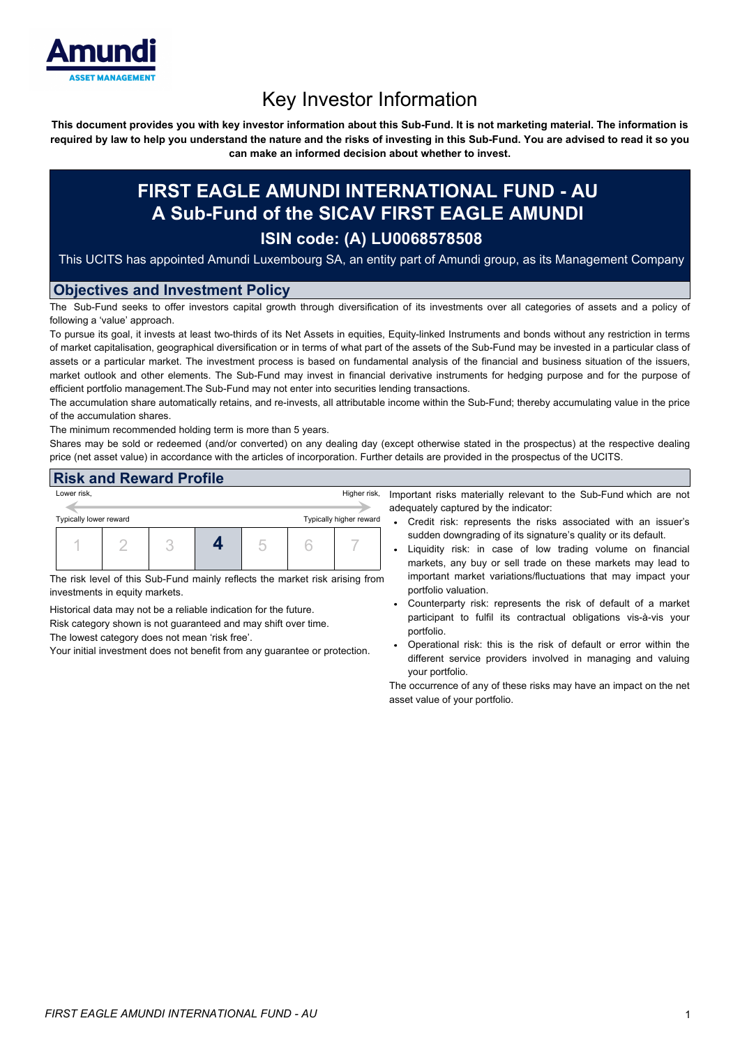Amundi
ASSET MANAGEMENT

# Key Investor Information

**This document provides you with key investor information about this Sub-Fund. It is not marketing material. The information is required by law to help you understand the nature and the risks of investing in this Sub-Fund. You are advised to read it so you can make an informed decision about whether to invest.**

## FIRST EAGLE AMUNDI INTERNATIONAL FUND - AU
## A Sub-Fund of the SICAV FIRST EAGLE AMUNDI
### ISIN code: (A) LU0068578508

This UCITS has appointed Amundi Luxembourg SA, an entity part of Amundi group, as its Management Company

## Objectives and Investment Policy

The Sub-Fund seeks to offer investors capital growth through diversification of its investments over all categories of assets and a policy of following a 'value' approach.

To pursue its goal, it invests at least two-thirds of its Net Assets in equities, Equity-linked Instruments and bonds without any restriction in terms of market capitalisation, geographical diversification or in terms of what part of the assets of the Sub-Fund may be invested in a particular class of assets or a particular market. The investment process is based on fundamental analysis of the financial and business situation of the issuers, market outlook and other elements. The Sub-Fund may invest in financial derivative instruments for hedging purpose and for the purpose of efficient portfolio management.The Sub-Fund may not enter into securities lending transactions.

The accumulation share automatically retains, and re-invests, all attributable income within the Sub-Fund; thereby accumulating value in the price of the accumulation shares.

The minimum recommended holding term is more than 5 years.

Shares may be sold or redeemed (and/or converted) on any dealing day (except otherwise stated in the prospectus) at the respective dealing price (net asset value) in accordance with the articles of incorporation. Further details are provided in the prospectus of the UCITS.

## Risk and Reward Profile

Lower risk, — Higher risk,

Typically lower reward — Typically higher reward

| 1 | 2 | 3 | **4** | 5 | 6 | 7 |
|---|---|---|---|---|---|---|

The risk level of this Sub-Fund mainly reflects the market risk arising from investments in equity markets.

Historical data may not be a reliable indication for the future.

Risk category shown is not guaranteed and may shift over time.

The lowest category does not mean 'risk free'.

Your initial investment does not benefit from any guarantee or protection.

Important risks materially relevant to the Sub-Fund which are not adequately captured by the indicator:

- Credit risk: represents the risks associated with an issuer's sudden downgrading of its signature's quality or its default.
- Liquidity risk: in case of low trading volume on financial markets, any buy or sell trade on these markets may lead to important market variations/fluctuations that may impact your portfolio valuation.
- Counterparty risk: represents the risk of default of a market participant to fulfil its contractual obligations vis-à-vis your portfolio.
- Operational risk: this is the risk of default or error within the different service providers involved in managing and valuing your portfolio.

The occurrence of any of these risks may have an impact on the net asset value of your portfolio.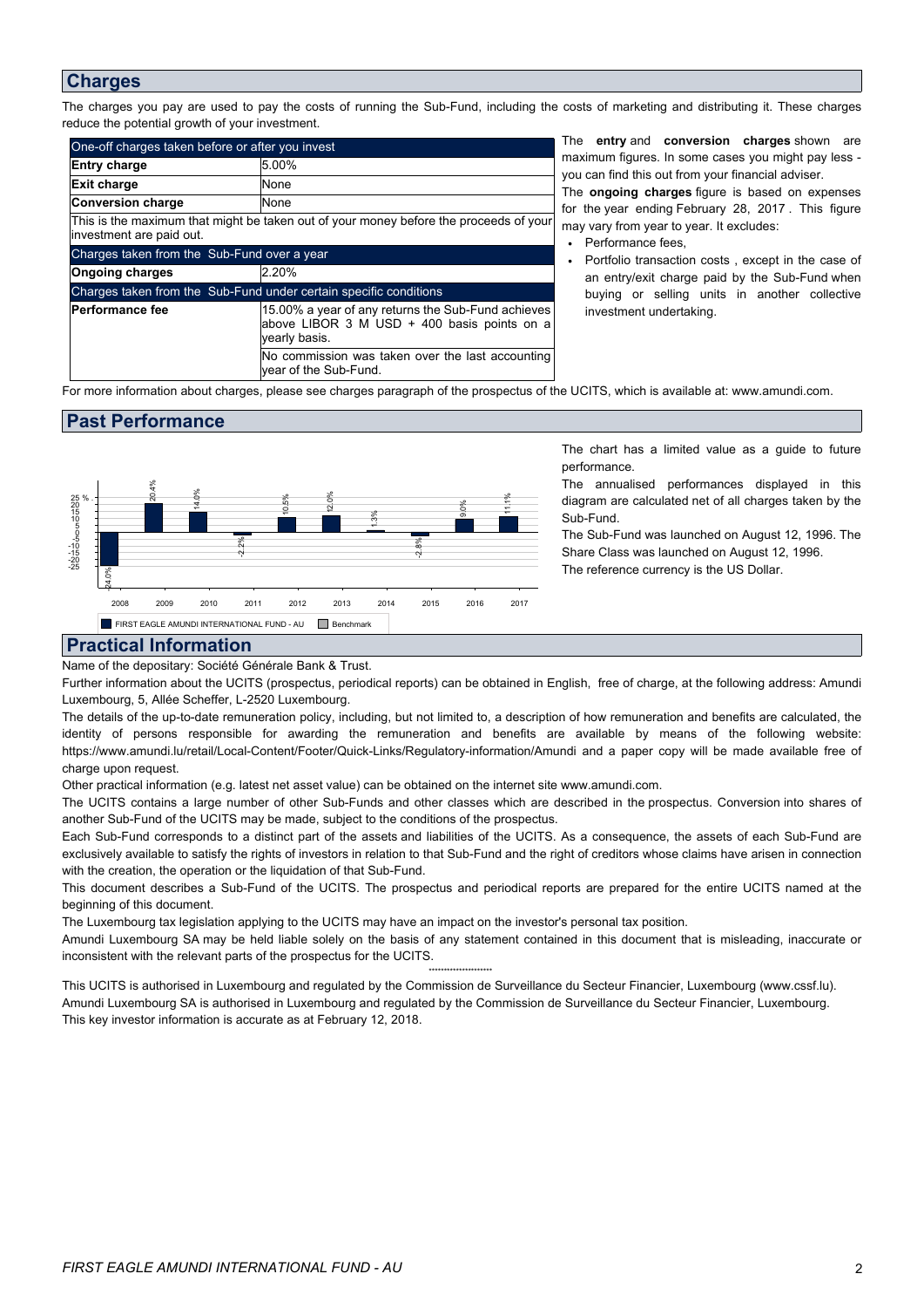## Charges

The charges you pay are used to pay the costs of running the Sub-Fund, including the costs of marketing and distributing it. These charges reduce the potential growth of your investment.

| One-off charges taken before or after you invest | |
|---|---|
| **Entry charge** | 5.00% |
| **Exit charge** | None |
| **Conversion charge** | None |
| This is the maximum that might be taken out of your money before the proceeds of your investment are paid out. | |
| Charges taken from the Sub-Fund over a year | |
| **Ongoing charges** | 2.20% |
| Charges taken from the Sub-Fund under certain specific conditions | |
| **Performance fee** | 15.00% a year of any returns the Sub-Fund achieves above LIBOR 3 M USD + 400 basis points on a yearly basis. |
| | No commission was taken over the last accounting year of the Sub-Fund. |

The **entry** and **conversion charges** shown are maximum figures. In some cases you might pay less - you can find this out from your financial adviser.

The **ongoing charges** figure is based on expenses for the year ending February 28, 2017 . This figure may vary from year to year. It excludes:

- Performance fees,
- Portfolio transaction costs , except in the case of an entry/exit charge paid by the Sub-Fund when buying or selling units in another collective investment undertaking.

For more information about charges, please see charges paragraph of the prospectus of the UCITS, which is available at: www.amundi.com.

## Past Performance

25 %
20
15
10
5
0
-5
-10
-15
-20
-25

-24.0%
20.4%
14.0%
-2.2%
10.5%
12.0%
1.3%
-2.8%
9.0%
11.1%

2008 2009 2010 2011 2012 2013 2014 2015 2016 2017

FIRST EAGLE AMUNDI INTERNATIONAL FUND - AU
Benchmark

The chart has a limited value as a guide to future performance.

The annualised performances displayed in this diagram are calculated net of all charges taken by the Sub-Fund.

The Sub-Fund was launched on August 12, 1996. The Share Class was launched on August 12, 1996.

The reference currency is the US Dollar.

## Practical Information

Name of the depositary: Société Générale Bank & Trust.

Further information about the UCITS (prospectus, periodical reports) can be obtained in English, free of charge, at the following address: Amundi Luxembourg, 5, Allée Scheffer, L-2520 Luxembourg.

The details of the up-to-date remuneration policy, including, but not limited to, a description of how remuneration and benefits are calculated, the identity of persons responsible for awarding the remuneration and benefits are available by means of the following website: https://www.amundi.lu/retail/Local-Content/Footer/Quick-Links/Regulatory-information/Amundi and a paper copy will be made available free of charge upon request.

Other practical information (e.g. latest net asset value) can be obtained on the internet site www.amundi.com.

The UCITS contains a large number of other Sub-Funds and other classes which are described in the prospectus. Conversion into shares of another Sub-Fund of the UCITS may be made, subject to the conditions of the prospectus.

Each Sub-Fund corresponds to a distinct part of the assets and liabilities of the UCITS. As a consequence, the assets of each Sub-Fund are exclusively available to satisfy the rights of investors in relation to that Sub-Fund and the right of creditors whose claims have arisen in connection with the creation, the operation or the liquidation of that Sub-Fund.

This document describes a Sub-Fund of the UCITS. The prospectus and periodical reports are prepared for the entire UCITS named at the beginning of this document.

The Luxembourg tax legislation applying to the UCITS may have an impact on the investor's personal tax position.

Amundi Luxembourg SA may be held liable solely on the basis of any statement contained in this document that is misleading, inaccurate or inconsistent with the relevant parts of the prospectus for the UCITS.

This UCITS is authorised in Luxembourg and regulated by the Commission de Surveillance du Secteur Financier, Luxembourg (www.cssf.lu).
Amundi Luxembourg SA is authorised in Luxembourg and regulated by the Commission de Surveillance du Secteur Financier, Luxembourg.
This key investor information is accurate as at February 12, 2018.